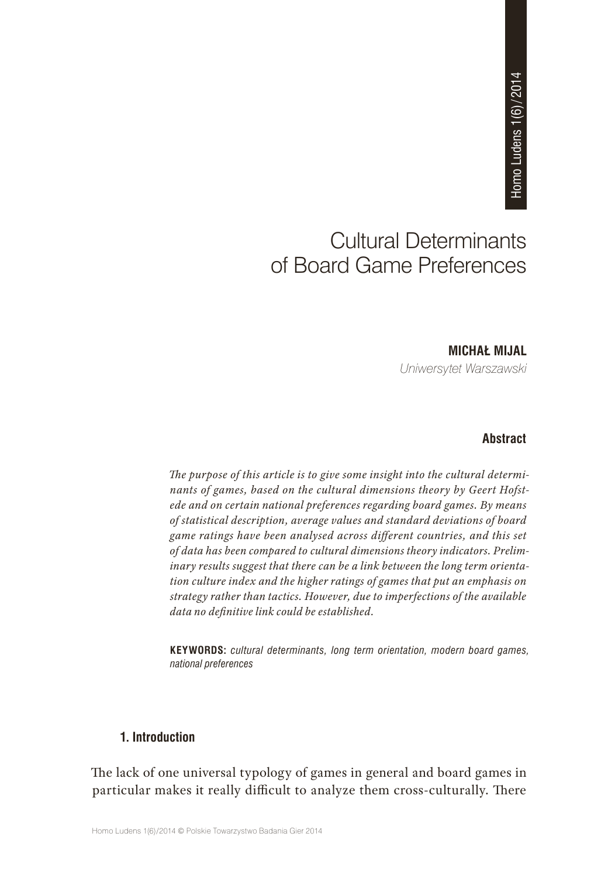# Cultural Determinants of Board Game Preferences

**MICHAŁ MIJAL**

*Uniwersytet Warszawski*

**Abstract**

*The purpose of this article is to give some insight into the cultural determinants of games, based on the cultural dimensions theory by Geert Hofstede and on certain national preferences regarding board games. By means of statistical description, average values and standard deviations of board game ratings have been analysed across different countries, and this set of data has been compared to cultural dimensions theory indicators. Preliminary results suggest that there can be a link between the long term orientation culture index and the higher ratings of games that put an emphasis on strategy rather than tactics. However, due to imperfections of the available data no definitive link could be established.*

**KEYWORDS:** *cultural determinants, long term orientation, modern board games, national preferences*

## 1. Introduction

The lack of one universal typology of games in general and board games in particular makes it really difficult to analyze them cross-culturally. There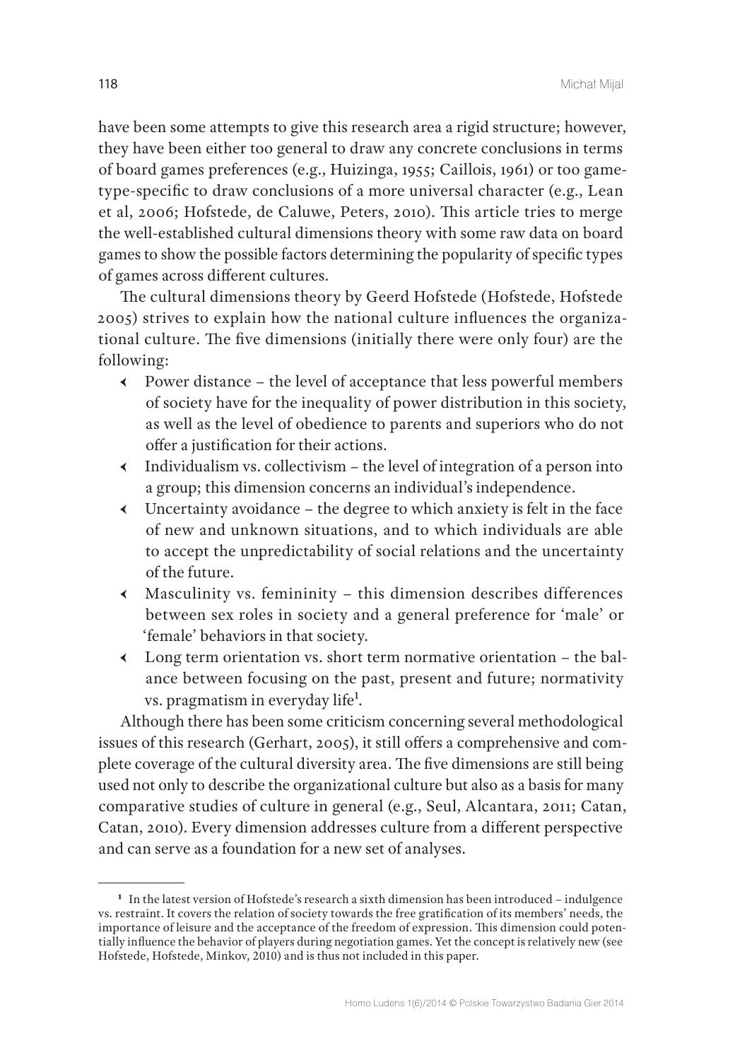have been some attempts to give this research area a rigid structure; however, they have been either too general to draw any concrete conclusions in terms of board games preferences (e.g., Huizinga, 1955; Caillois, 1961) or too game-type-specific to draw conclusions of a more universal character (e.g., Lean et al, 2006; Hofstede, de Caluwe, Peters, 2010). This article tries to merge the well-established cultural dimensions theory with some raw data on board games to show the possible factors determining the popularity of specific types of games across different cultures.

The cultural dimensions theory by Geerd Hofstede (Hofstede, Hofstede 2005) strives to explain how the national culture influences the organizational culture. The five dimensions (initially there were only four) are the following:

- Power distance – the level of acceptance that less powerful members of society have for the inequality of power distribution in this society, as well as the level of obedience to parents and superiors who do not offer a justification for their actions.
- Individualism vs. collectivism – the level of integration of a person into a group; this dimension concerns an individual's independence.
- Uncertainty avoidance – the degree to which anxiety is felt in the face of new and unknown situations, and to which individuals are able to accept the unpredictability of social relations and the uncertainty of the future.
- Masculinity vs. femininity – this dimension describes differences between sex roles in society and a general preference for 'male' or 'female' behaviors in that society.
- Long term orientation vs. short term normative orientation – the balance between focusing on the past, present and future; normativity vs. pragmatism in everyday life[1].

Although there has been some criticism concerning several methodological issues of this research (Gerhart, 2005), it still offers a comprehensive and complete coverage of the cultural diversity area. The five dimensions are still being used not only to describe the organizational culture but also as a basis for many comparative studies of culture in general (e.g., Seul, Alcantara, 2011; Catan, Catan, 2010). Every dimension addresses culture from a different perspective and can serve as a foundation for a new set of analyses.

---

[1] In the latest version of Hofstede's research a sixth dimension has been introduced – indulgence vs. restraint. It covers the relation of society towards the free gratification of its members' needs, the importance of leisure and the acceptance of the freedom of expression. This dimension could potentially influence the behavior of players during negotiation games. Yet the concept is relatively new (see Hofstede, Hofstede, Minkov, 2010) and is thus not included in this paper.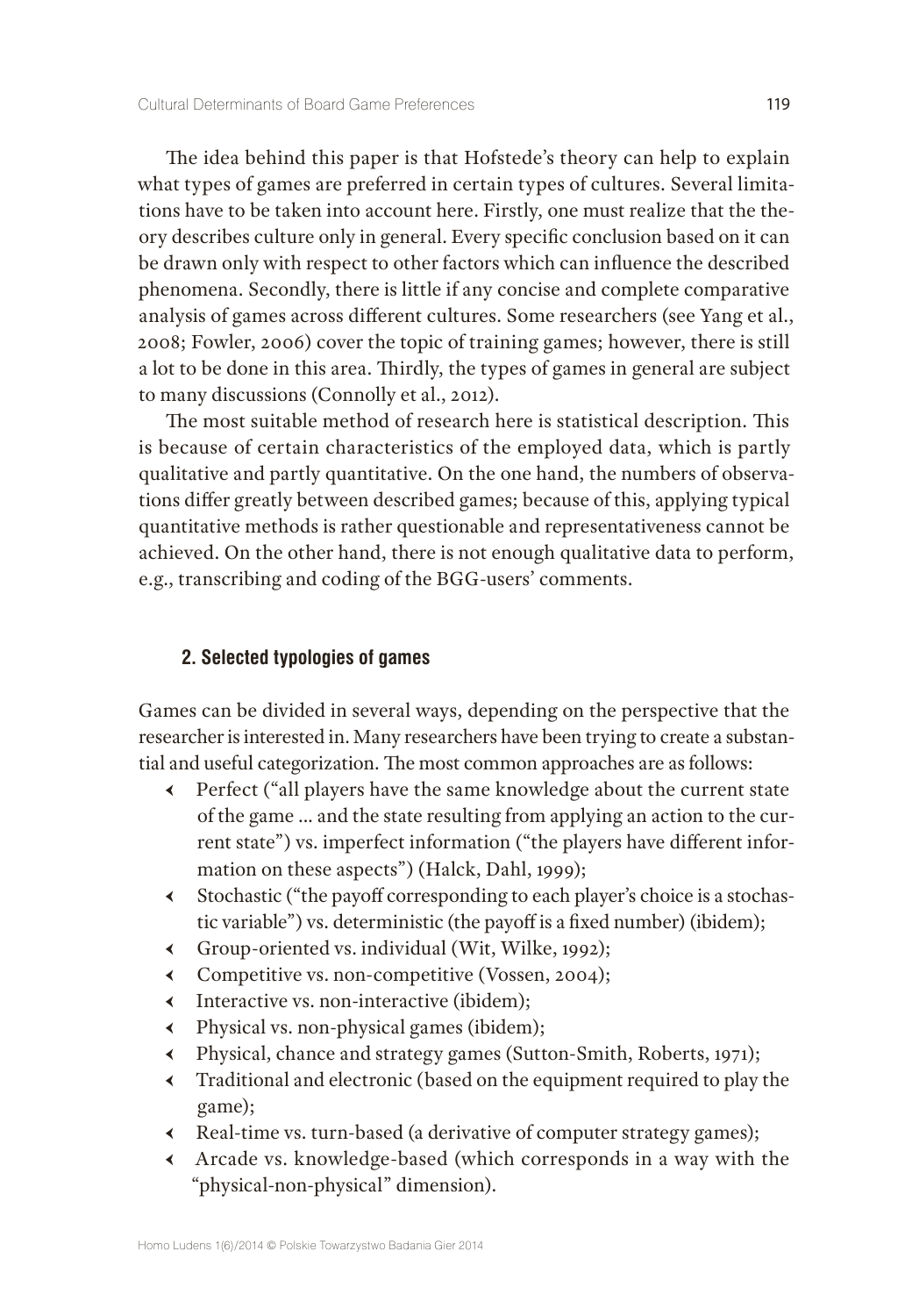The idea behind this paper is that Hofstede's theory can help to explain what types of games are preferred in certain types of cultures. Several limitations have to be taken into account here. Firstly, one must realize that the theory describes culture only in general. Every specific conclusion based on it can be drawn only with respect to other factors which can influence the described phenomena. Secondly, there is little if any concise and complete comparative analysis of games across different cultures. Some researchers (see Yang et al., 2008; Fowler, 2006) cover the topic of training games; however, there is still a lot to be done in this area. Thirdly, the types of games in general are subject to many discussions (Connolly et al., 2012).

The most suitable method of research here is statistical description. This is because of certain characteristics of the employed data, which is partly qualitative and partly quantitative. On the one hand, the numbers of observations differ greatly between described games; because of this, applying typical quantitative methods is rather questionable and representativeness cannot be achieved. On the other hand, there is not enough qualitative data to perform, e.g., transcribing and coding of the BGG-users' comments.

## 2. Selected typologies of games

Games can be divided in several ways, depending on the perspective that the researcher is interested in. Many researchers have been trying to create a substantial and useful categorization. The most common approaches are as follows:

- Perfect ("all players have the same knowledge about the current state of the game ... and the state resulting from applying an action to the current state") vs. imperfect information ("the players have different information on these aspects") (Halck, Dahl, 1999);
- Stochastic ("the payoff corresponding to each player's choice is a stochastic variable") vs. deterministic (the payoff is a fixed number) (ibidem);
- Group-oriented vs. individual (Wit, Wilke, 1992);
- Competitive vs. non-competitive (Vossen, 2004);
- Interactive vs. non-interactive (ibidem);
- Physical vs. non-physical games (ibidem);
- Physical, chance and strategy games (Sutton-Smith, Roberts, 1971);
- Traditional and electronic (based on the equipment required to play the game);
- Real-time vs. turn-based (a derivative of computer strategy games);
- Arcade vs. knowledge-based (which corresponds in a way with the "physical-non-physical" dimension).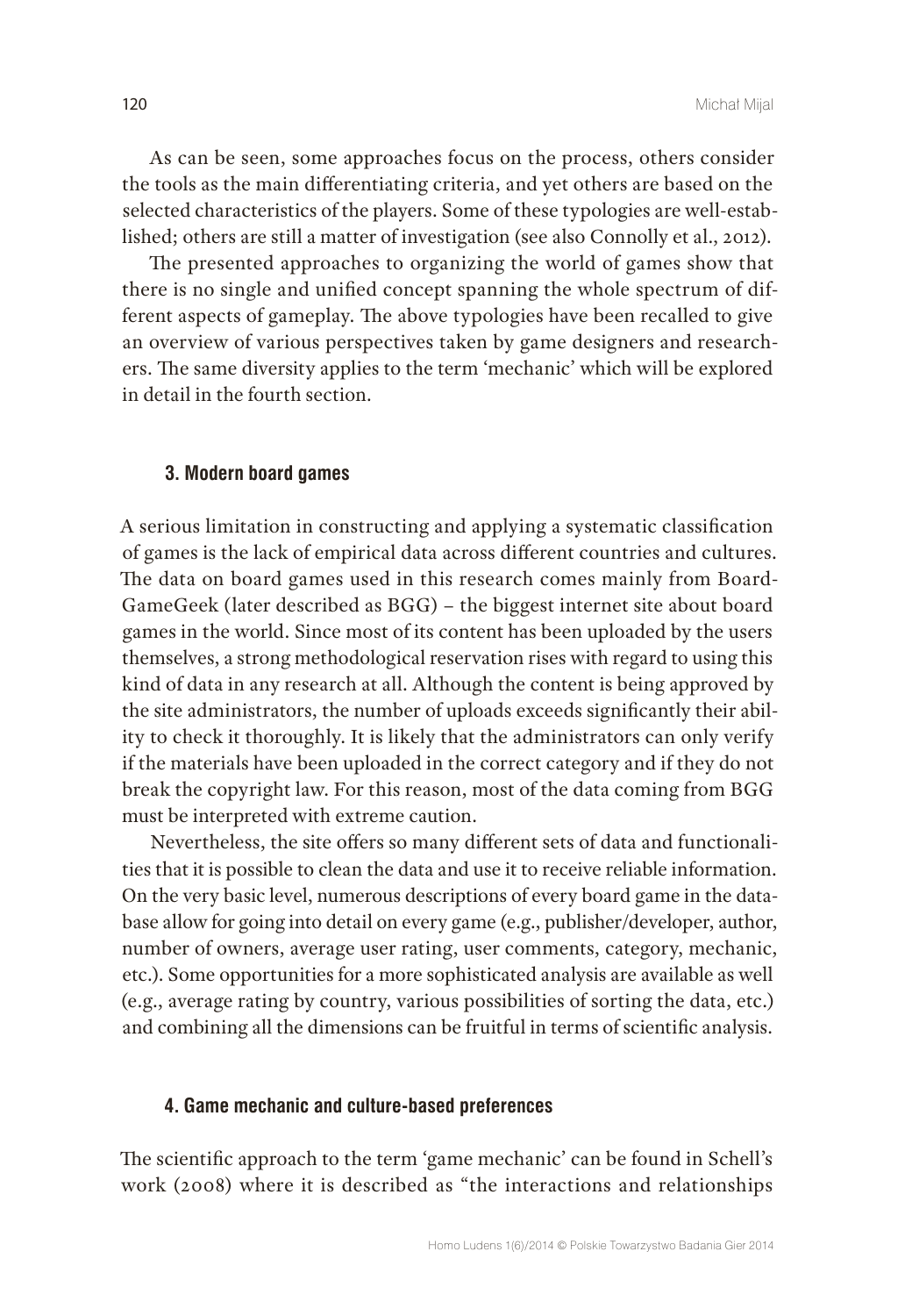As can be seen, some approaches focus on the process, others consider the tools as the main differentiating criteria, and yet others are based on the selected characteristics of the players. Some of these typologies are well-established; others are still a matter of investigation (see also Connolly et al., 2012).

The presented approaches to organizing the world of games show that there is no single and unified concept spanning the whole spectrum of different aspects of gameplay. The above typologies have been recalled to give an overview of various perspectives taken by game designers and researchers. The same diversity applies to the term 'mechanic' which will be explored in detail in the fourth section.

### 3. Modern board games

A serious limitation in constructing and applying a systematic classification of games is the lack of empirical data across different countries and cultures. The data on board games used in this research comes mainly from BoardGameGeek (later described as BGG) – the biggest internet site about board games in the world. Since most of its content has been uploaded by the users themselves, a strong methodological reservation rises with regard to using this kind of data in any research at all. Although the content is being approved by the site administrators, the number of uploads exceeds significantly their ability to check it thoroughly. It is likely that the administrators can only verify if the materials have been uploaded in the correct category and if they do not break the copyright law. For this reason, most of the data coming from BGG must be interpreted with extreme caution.

Nevertheless, the site offers so many different sets of data and functionalities that it is possible to clean the data and use it to receive reliable information. On the very basic level, numerous descriptions of every board game in the database allow for going into detail on every game (e.g., publisher/developer, author, number of owners, average user rating, user comments, category, mechanic, etc.). Some opportunities for a more sophisticated analysis are available as well (e.g., average rating by country, various possibilities of sorting the data, etc.) and combining all the dimensions can be fruitful in terms of scientific analysis.

### 4. Game mechanic and culture-based preferences

The scientific approach to the term 'game mechanic' can be found in Schell's work (2008) where it is described as "the interactions and relationships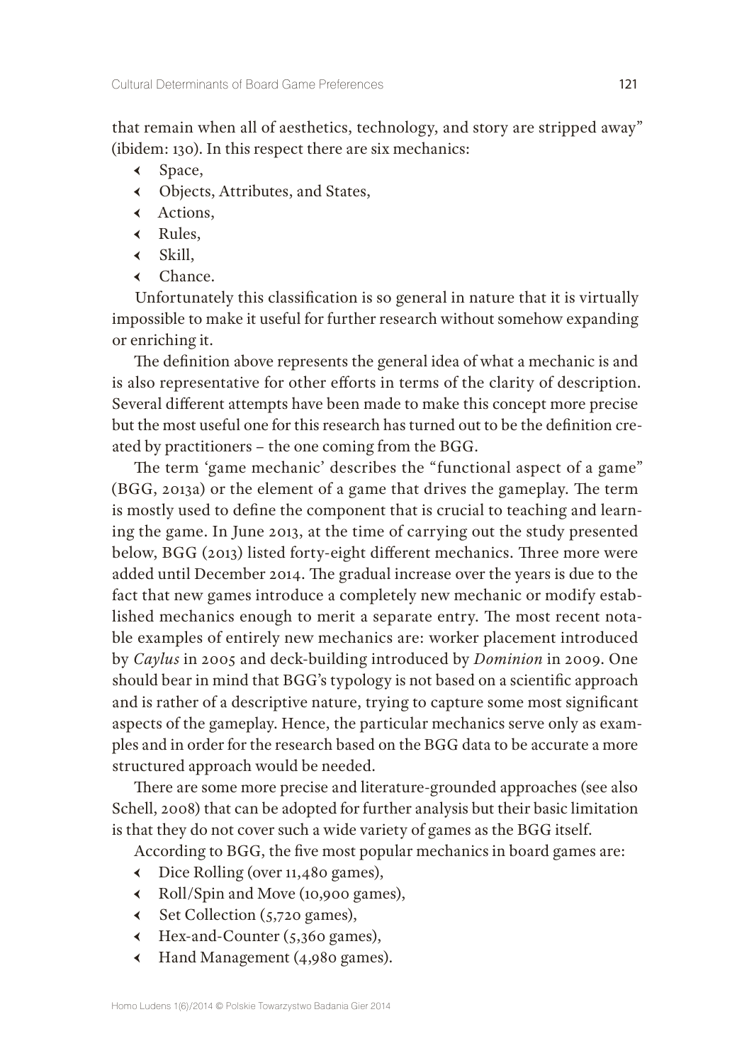that remain when all of aesthetics, technology, and story are stripped away" (ibidem: 130). In this respect there are six mechanics:

- Space,
- Objects, Attributes, and States,
- Actions,
- Rules,
- Skill,
- Chance.

Unfortunately this classification is so general in nature that it is virtually impossible to make it useful for further research without somehow expanding or enriching it.

The definition above represents the general idea of what a mechanic is and is also representative for other efforts in terms of the clarity of description. Several different attempts have been made to make this concept more precise but the most useful one for this research has turned out to be the definition created by practitioners – the one coming from the BGG.

The term 'game mechanic' describes the "functional aspect of a game" (BGG, 2013a) or the element of a game that drives the gameplay. The term is mostly used to define the component that is crucial to teaching and learning the game. In June 2013, at the time of carrying out the study presented below, BGG (2013) listed forty-eight different mechanics. Three more were added until December 2014. The gradual increase over the years is due to the fact that new games introduce a completely new mechanic or modify established mechanics enough to merit a separate entry. The most recent notable examples of entirely new mechanics are: worker placement introduced by *Caylus* in 2005 and deck-building introduced by *Dominion* in 2009. One should bear in mind that BGG's typology is not based on a scientific approach and is rather of a descriptive nature, trying to capture some most significant aspects of the gameplay. Hence, the particular mechanics serve only as examples and in order for the research based on the BGG data to be accurate a more structured approach would be needed.

There are some more precise and literature-grounded approaches (see also Schell, 2008) that can be adopted for further analysis but their basic limitation is that they do not cover such a wide variety of games as the BGG itself.

According to BGG, the five most popular mechanics in board games are:

- Dice Rolling (over 11,480 games),
- Roll/Spin and Move (10,900 games),
- Set Collection (5,720 games),
- Hex-and-Counter (5,360 games),
- Hand Management (4,980 games).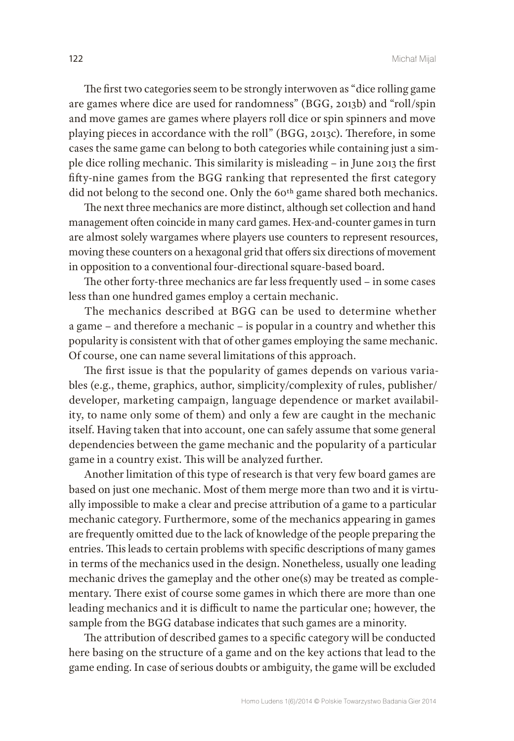The first two categories seem to be strongly interwoven as "dice rolling game are games where dice are used for randomness" (BGG, 2013b) and "roll/spin and move games are games where players roll dice or spin spinners and move playing pieces in accordance with the roll" (BGG, 2013c). Therefore, in some cases the same game can belong to both categories while containing just a simple dice rolling mechanic. This similarity is misleading – in June 2013 the first fifty-nine games from the BGG ranking that represented the first category did not belong to the second one. Only the 60th game shared both mechanics.

The next three mechanics are more distinct, although set collection and hand management often coincide in many card games. Hex-and-counter games in turn are almost solely wargames where players use counters to represent resources, moving these counters on a hexagonal grid that offers six directions of movement in opposition to a conventional four-directional square-based board.

The other forty-three mechanics are far less frequently used – in some cases less than one hundred games employ a certain mechanic.

The mechanics described at BGG can be used to determine whether a game – and therefore a mechanic – is popular in a country and whether this popularity is consistent with that of other games employing the same mechanic. Of course, one can name several limitations of this approach.

The first issue is that the popularity of games depends on various variables (e.g., theme, graphics, author, simplicity/complexity of rules, publisher/developer, marketing campaign, language dependence or market availability, to name only some of them) and only a few are caught in the mechanic itself. Having taken that into account, one can safely assume that some general dependencies between the game mechanic and the popularity of a particular game in a country exist. This will be analyzed further.

Another limitation of this type of research is that very few board games are based on just one mechanic. Most of them merge more than two and it is virtually impossible to make a clear and precise attribution of a game to a particular mechanic category. Furthermore, some of the mechanics appearing in games are frequently omitted due to the lack of knowledge of the people preparing the entries. This leads to certain problems with specific descriptions of many games in terms of the mechanics used in the design. Nonetheless, usually one leading mechanic drives the gameplay and the other one(s) may be treated as complementary. There exist of course some games in which there are more than one leading mechanics and it is difficult to name the particular one; however, the sample from the BGG database indicates that such games are a minority.

The attribution of described games to a specific category will be conducted here basing on the structure of a game and on the key actions that lead to the game ending. In case of serious doubts or ambiguity, the game will be excluded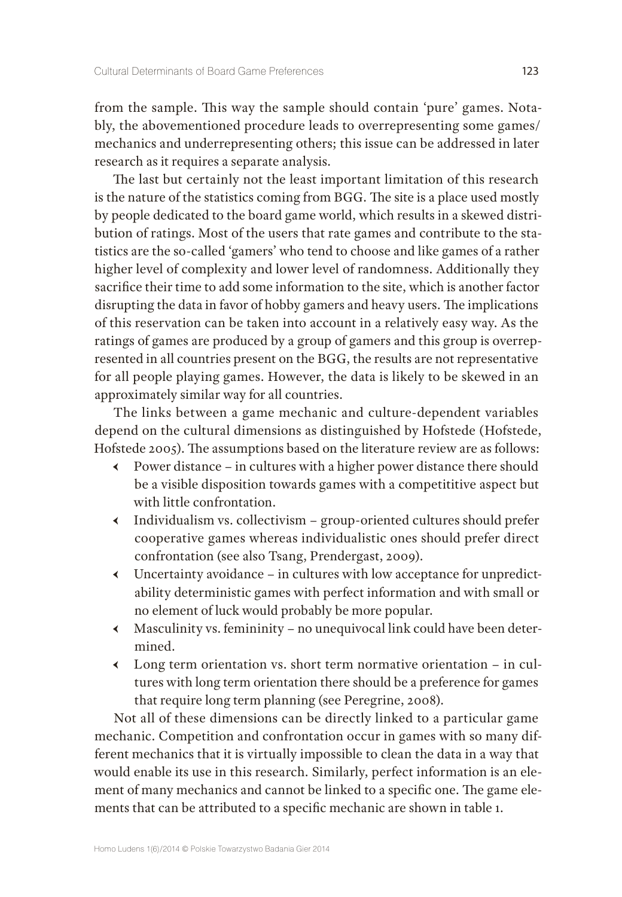from the sample. This way the sample should contain 'pure' games. Notably, the abovementioned procedure leads to overrepresenting some games/mechanics and underrepresenting others; this issue can be addressed in later research as it requires a separate analysis.

The last but certainly not the least important limitation of this research is the nature of the statistics coming from BGG. The site is a place used mostly by people dedicated to the board game world, which results in a skewed distribution of ratings. Most of the users that rate games and contribute to the statistics are the so-called 'gamers' who tend to choose and like games of a rather higher level of complexity and lower level of randomness. Additionally they sacrifice their time to add some information to the site, which is another factor disrupting the data in favor of hobby gamers and heavy users. The implications of this reservation can be taken into account in a relatively easy way. As the ratings of games are produced by a group of gamers and this group is overrepresented in all countries present on the BGG, the results are not representative for all people playing games. However, the data is likely to be skewed in an approximately similar way for all countries.

The links between a game mechanic and culture-dependent variables depend on the cultural dimensions as distinguished by Hofstede (Hofstede, Hofstede 2005). The assumptions based on the literature review are as follows:

- Power distance – in cultures with a higher power distance there should be a visible disposition towards games with a competititive aspect but with little confrontation.
- Individualism vs. collectivism – group-oriented cultures should prefer cooperative games whereas individualistic ones should prefer direct confrontation (see also Tsang, Prendergast, 2009).
- Uncertainty avoidance – in cultures with low acceptance for unpredictability deterministic games with perfect information and with small or no element of luck would probably be more popular.
- Masculinity vs. femininity – no unequivocal link could have been determined.
- Long term orientation vs. short term normative orientation – in cultures with long term orientation there should be a preference for games that require long term planning (see Peregrine, 2008).

Not all of these dimensions can be directly linked to a particular game mechanic. Competition and confrontation occur in games with so many different mechanics that it is virtually impossible to clean the data in a way that would enable its use in this research. Similarly, perfect information is an element of many mechanics and cannot be linked to a specific one. The game elements that can be attributed to a specific mechanic are shown in table 1.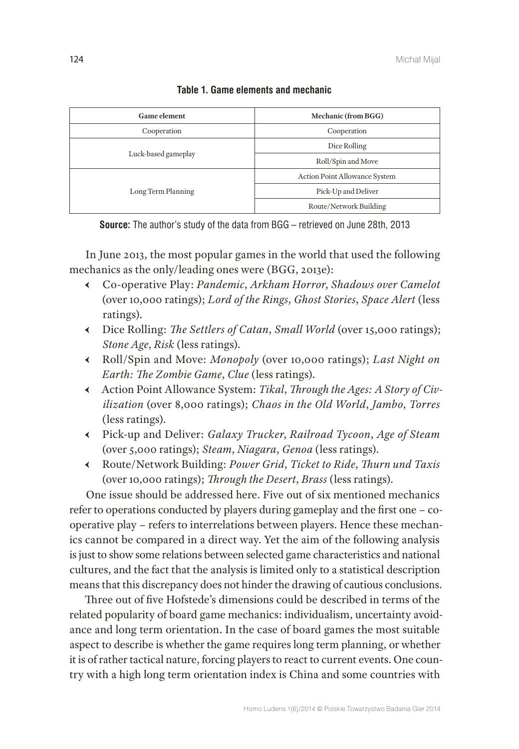**Table 1. Game elements and mechanic**

| Game element | Mechanic (from BGG) |
| --- | --- |
| Cooperation | Cooperation |
| Luck-based gameplay | Dice Rolling |
| | Roll/Spin and Move |
| Long Term Planning | Action Point Allowance System |
| | Pick-Up and Deliver |
| | Route/Network Building |

**Source:** The author's study of the data from BGG – retrieved on June 28th, 2013

In June 2013, the most popular games in the world that used the following mechanics as the only/leading ones were (BGG, 2013e):

- Co-operative Play: *Pandemic*, *Arkham Horror*, *Shadows over Camelot* (over 10,000 ratings); *Lord of the Rings*, *Ghost Stories*, *Space Alert* (less ratings).
- Dice Rolling: *The Settlers of Catan*, *Small World* (over 15,000 ratings); *Stone Age*, *Risk* (less ratings).
- Roll/Spin and Move: *Monopoly* (over 10,000 ratings); *Last Night on Earth: The Zombie Game*, *Clue* (less ratings).
- Action Point Allowance System: *Tikal*, *Through the Ages: A Story of Civilization* (over 8,000 ratings); *Chaos in the Old World*, *Jambo*, *Torres* (less ratings).
- Pick-up and Deliver: *Galaxy Trucker*, *Railroad Tycoon*, *Age of Steam* (over 5,000 ratings); *Steam*, *Niagara*, *Genoa* (less ratings).
- Route/Network Building: *Power Grid*, *Ticket to Ride*, *Thurn und Taxis* (over 10,000 ratings); *Through the Desert*, *Brass* (less ratings).

One issue should be addressed here. Five out of six mentioned mechanics refer to operations conducted by players during gameplay and the first one – cooperative play – refers to interrelations between players. Hence these mechanics cannot be compared in a direct way. Yet the aim of the following analysis is just to show some relations between selected game characteristics and national cultures, and the fact that the analysis is limited only to a statistical description means that this discrepancy does not hinder the drawing of cautious conclusions.

Three out of five Hofstede's dimensions could be described in terms of the related popularity of board game mechanics: individualism, uncertainty avoidance and long term orientation. In the case of board games the most suitable aspect to describe is whether the game requires long term planning, or whether it is of rather tactical nature, forcing players to react to current events. One country with a high long term orientation index is China and some countries with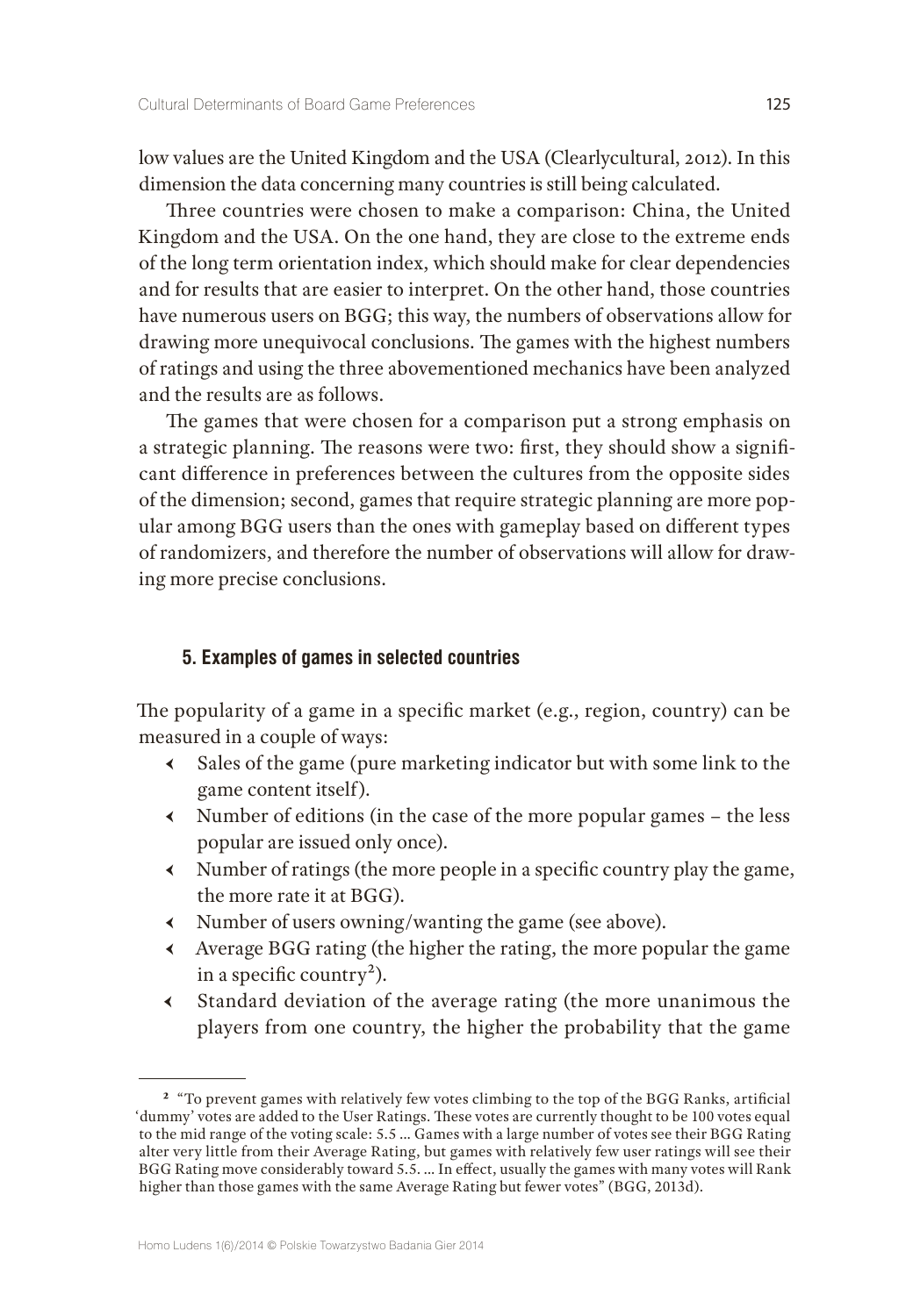low values are the United Kingdom and the USA (Clearlycultural, 2012). In this dimension the data concerning many countries is still being calculated.

Three countries were chosen to make a comparison: China, the United Kingdom and the USA. On the one hand, they are close to the extreme ends of the long term orientation index, which should make for clear dependencies and for results that are easier to interpret. On the other hand, those countries have numerous users on BGG; this way, the numbers of observations allow for drawing more unequivocal conclusions. The games with the highest numbers of ratings and using the three abovementioned mechanics have been analyzed and the results are as follows.

The games that were chosen for a comparison put a strong emphasis on a strategic planning. The reasons were two: first, they should show a significant difference in preferences between the cultures from the opposite sides of the dimension; second, games that require strategic planning are more popular among BGG users than the ones with gameplay based on different types of randomizers, and therefore the number of observations will allow for drawing more precise conclusions.

### 5. Examples of games in selected countries

The popularity of a game in a specific market (e.g., region, country) can be measured in a couple of ways:

- Sales of the game (pure marketing indicator but with some link to the game content itself).
- Number of editions (in the case of the more popular games – the less popular are issued only once).
- Number of ratings (the more people in a specific country play the game, the more rate it at BGG).
- Number of users owning/wanting the game (see above).
- Average BGG rating (the higher the rating, the more popular the game in a specific country[2]).
- Standard deviation of the average rating (the more unanimous the players from one country, the higher the probability that the game

[2] "To prevent games with relatively few votes climbing to the top of the BGG Ranks, artificial 'dummy' votes are added to the User Ratings. These votes are currently thought to be 100 votes equal to the mid range of the voting scale: 5.5 ... Games with a large number of votes see their BGG Rating alter very little from their Average Rating, but games with relatively few user ratings will see their BGG Rating move considerably toward 5.5. ... In effect, usually the games with many votes will Rank higher than those games with the same Average Rating but fewer votes" (BGG, 2013d).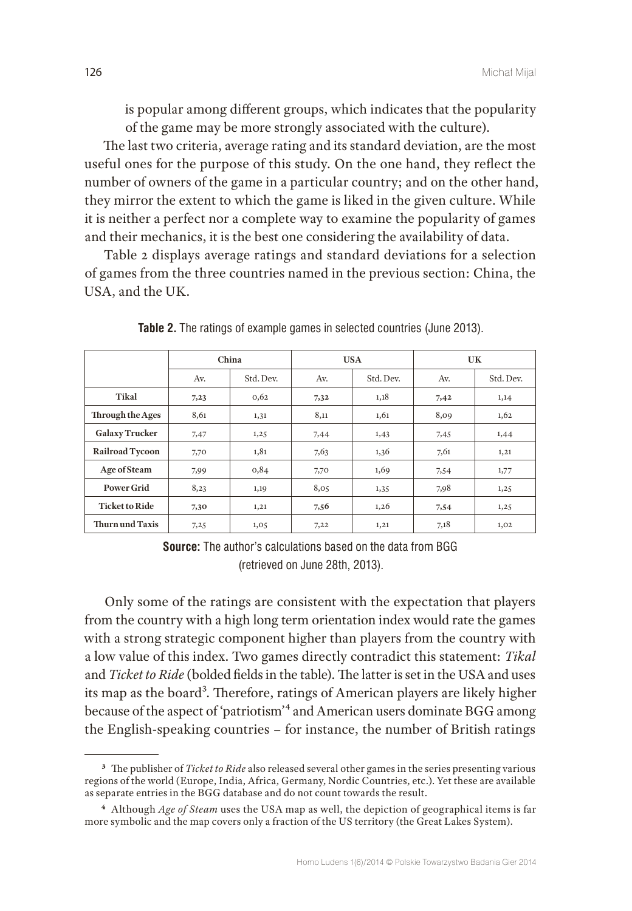is popular among different groups, which indicates that the popularity of the game may be more strongly associated with the culture).

The last two criteria, average rating and its standard deviation, are the most useful ones for the purpose of this study. On the one hand, they reflect the number of owners of the game in a particular country; and on the other hand, they mirror the extent to which the game is liked in the given culture. While it is neither a perfect nor a complete way to examine the popularity of games and their mechanics, it is the best one considering the availability of data.

Table 2 displays average ratings and standard deviations for a selection of games from the three countries named in the previous section: China, the USA, and the UK.

**Table 2.** The ratings of example games in selected countries (June 2013).

| | China | | USA | | UK | |
|---|---|---|---|---|---|---|
| | Av. | Std. Dev. | Av. | Std. Dev. | Av. | Std. Dev. |
| **Tikal** | **7,23** | 0,62 | **7,32** | 1,18 | **7,42** | 1,14 |
| **Through the Ages** | 8,61 | 1,31 | 8,11 | 1,61 | 8,09 | 1,62 |
| **Galaxy Trucker** | 7,47 | 1,25 | 7,44 | 1,43 | 7,45 | 1,44 |
| **Railroad Tycoon** | 7,70 | 1,81 | 7,63 | 1,36 | 7,61 | 1,21 |
| **Age of Steam** | 7,99 | 0,84 | 7,70 | 1,69 | 7,54 | 1,77 |
| **Power Grid** | 8,23 | 1,19 | 8,05 | 1,35 | 7,98 | 1,25 |
| **Ticket to Ride** | **7,30** | 1,21 | **7,56** | 1,26 | **7,54** | 1,25 |
| **Thurn und Taxis** | 7,25 | 1,05 | 7,22 | 1,21 | 7,18 | 1,02 |

**Source:** The author's calculations based on the data from BGG (retrieved on June 28th, 2013).

Only some of the ratings are consistent with the expectation that players from the country with a high long term orientation index would rate the games with a strong strategic component higher than players from the country with a low value of this index. Two games directly contradict this statement: *Tikal* and *Ticket to Ride* (bolded fields in the table). The latter is set in the USA and uses its map as the board[3]. Therefore, ratings of American players are likely higher because of the aspect of 'patriotism'[4] and American users dominate BGG among the English-speaking countries – for instance, the number of British ratings

[3] The publisher of *Ticket to Ride* also released several other games in the series presenting various regions of the world (Europe, India, Africa, Germany, Nordic Countries, etc.). Yet these are available as separate entries in the BGG database and do not count towards the result.

[4] Although *Age of Steam* uses the USA map as well, the depiction of geographical items is far more symbolic and the map covers only a fraction of the US territory (the Great Lakes System).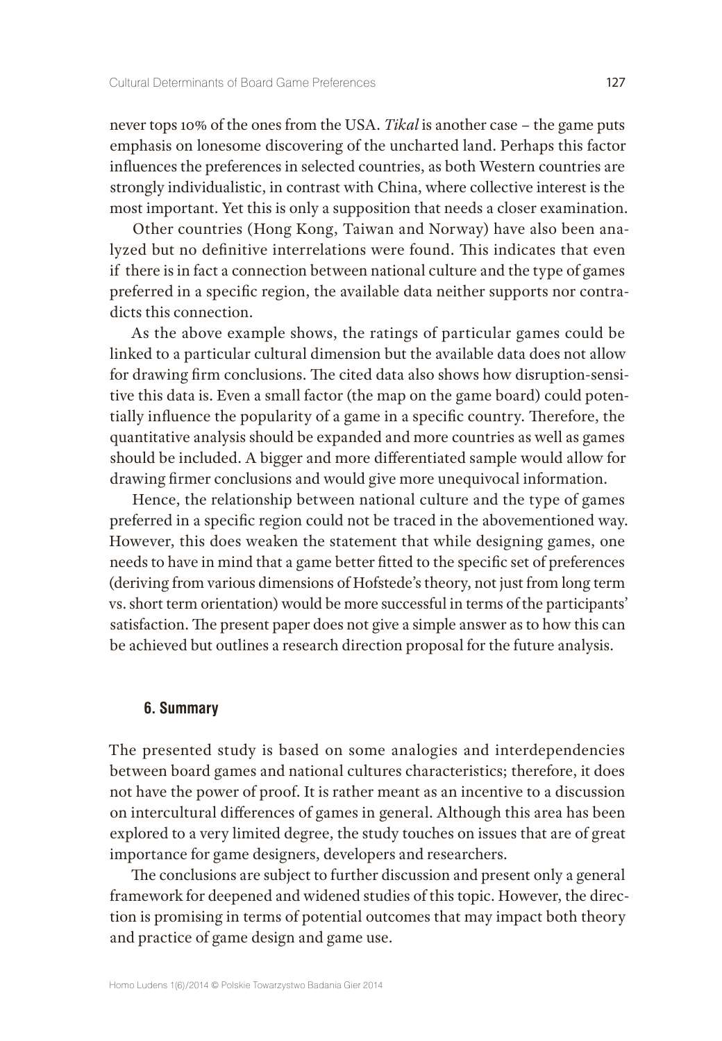never tops 10% of the ones from the USA. *Tikal* is another case – the game puts emphasis on lonesome discovering of the uncharted land. Perhaps this factor influences the preferences in selected countries, as both Western countries are strongly individualistic, in contrast with China, where collective interest is the most important. Yet this is only a supposition that needs a closer examination.

Other countries (Hong Kong, Taiwan and Norway) have also been analyzed but no definitive interrelations were found. This indicates that even if there is in fact a connection between national culture and the type of games preferred in a specific region, the available data neither supports nor contradicts this connection.

As the above example shows, the ratings of particular games could be linked to a particular cultural dimension but the available data does not allow for drawing firm conclusions. The cited data also shows how disruption-sensitive this data is. Even a small factor (the map on the game board) could potentially influence the popularity of a game in a specific country. Therefore, the quantitative analysis should be expanded and more countries as well as games should be included. A bigger and more differentiated sample would allow for drawing firmer conclusions and would give more unequivocal information.

Hence, the relationship between national culture and the type of games preferred in a specific region could not be traced in the abovementioned way. However, this does weaken the statement that while designing games, one needs to have in mind that a game better fitted to the specific set of preferences (deriving from various dimensions of Hofstede's theory, not just from long term vs. short term orientation) would be more successful in terms of the participants' satisfaction. The present paper does not give a simple answer as to how this can be achieved but outlines a research direction proposal for the future analysis.

## 6. Summary

The presented study is based on some analogies and interdependencies between board games and national cultures characteristics; therefore, it does not have the power of proof. It is rather meant as an incentive to a discussion on intercultural differences of games in general. Although this area has been explored to a very limited degree, the study touches on issues that are of great importance for game designers, developers and researchers.

The conclusions are subject to further discussion and present only a general framework for deepened and widened studies of this topic. However, the direction is promising in terms of potential outcomes that may impact both theory and practice of game design and game use.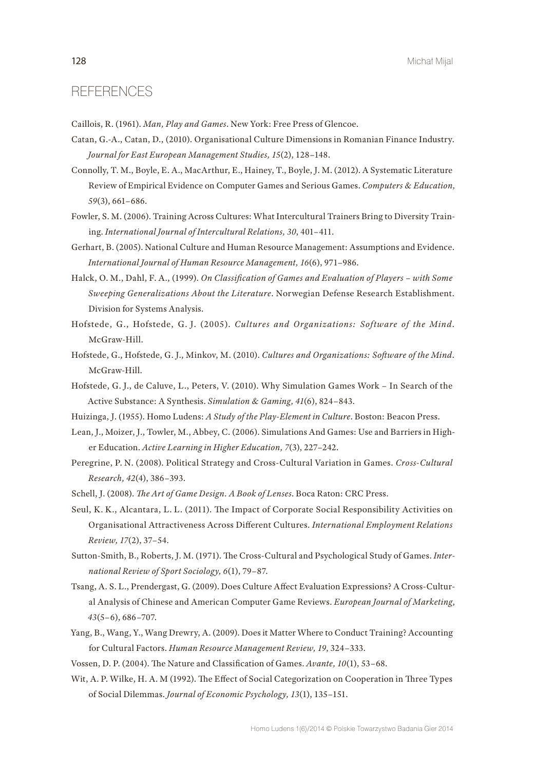## REFERENCES

Caillois, R. (1961). *Man, Play and Games*. New York: Free Press of Glencoe.

Catan, G.-A., Catan, D., (2010). Organisational Culture Dimensions in Romanian Finance Industry. *Journal for East European Management Studies, 15*(2), 128–148.

Connolly, T. M., Boyle, E. A., MacArthur, E., Hainey, T., Boyle, J. M. (2012). A Systematic Literature Review of Empirical Evidence on Computer Games and Serious Games. *Computers & Education, 59*(3), 661–686.

Fowler, S. M. (2006). Training Across Cultures: What Intercultural Trainers Bring to Diversity Training. *International Journal of Intercultural Relations, 30*, 401–411.

Gerhart, B. (2005). National Culture and Human Resource Management: Assumptions and Evidence. *International Journal of Human Resource Management, 16*(6), 971–986.

Halck, O. M., Dahl, F. A., (1999). *On Classification of Games and Evaluation of Players – with Some Sweeping Generalizations About the Literature*. Norwegian Defense Research Establishment. Division for Systems Analysis.

Hofstede, G., Hofstede, G. J. (2005). *Cultures and Organizations: Software of the Mind*. McGraw-Hill.

Hofstede, G., Hofstede, G. J., Minkov, M. (2010). *Cultures and Organizations: Software of the Mind*. McGraw-Hill.

Hofstede, G. J., de Caluve, L., Peters, V. (2010). Why Simulation Games Work – In Search of the Active Substance: A Synthesis. *Simulation & Gaming, 41*(6), 824–843.

Huizinga, J. (1955). Homo Ludens: *A Study of the Play-Element in Culture*. Boston: Beacon Press.

Lean, J., Moizer, J., Towler, M., Abbey, C. (2006). Simulations And Games: Use and Barriers in Higher Education. *Active Learning in Higher Education, 7*(3), 227–242.

Peregrine, P. N. (2008). Political Strategy and Cross-Cultural Variation in Games. *Cross-Cultural Research, 42*(4), 386–393.

Schell, J. (2008). *The Art of Game Design. A Book of Lenses*. Boca Raton: CRC Press.

Seul, K. K., Alcantara, L. L. (2011). The Impact of Corporate Social Responsibility Activities on Organisational Attractiveness Across Different Cultures. *International Employment Relations Review, 17*(2), 37–54.

Sutton-Smith, B., Roberts, J. M. (1971). The Cross-Cultural and Psychological Study of Games. *International Review of Sport Sociology, 6*(1), 79–87.

Tsang, A. S. L., Prendergast, G. (2009). Does Culture Affect Evaluation Expressions? A Cross-Cultural Analysis of Chinese and American Computer Game Reviews. *European Journal of Marketing, 43*(5–6), 686–707.

Yang, B., Wang, Y., Wang Drewry, A. (2009). Does it Matter Where to Conduct Training? Accounting for Cultural Factors. *Human Resource Management Review, 19*, 324–333.

Vossen, D. P. (2004). The Nature and Classification of Games. *Avante, 10*(1), 53–68.

Wit, A. P. Wilke, H. A. M (1992). The Effect of Social Categorization on Cooperation in Three Types of Social Dilemmas. *Journal of Economic Psychology, 13*(1), 135–151.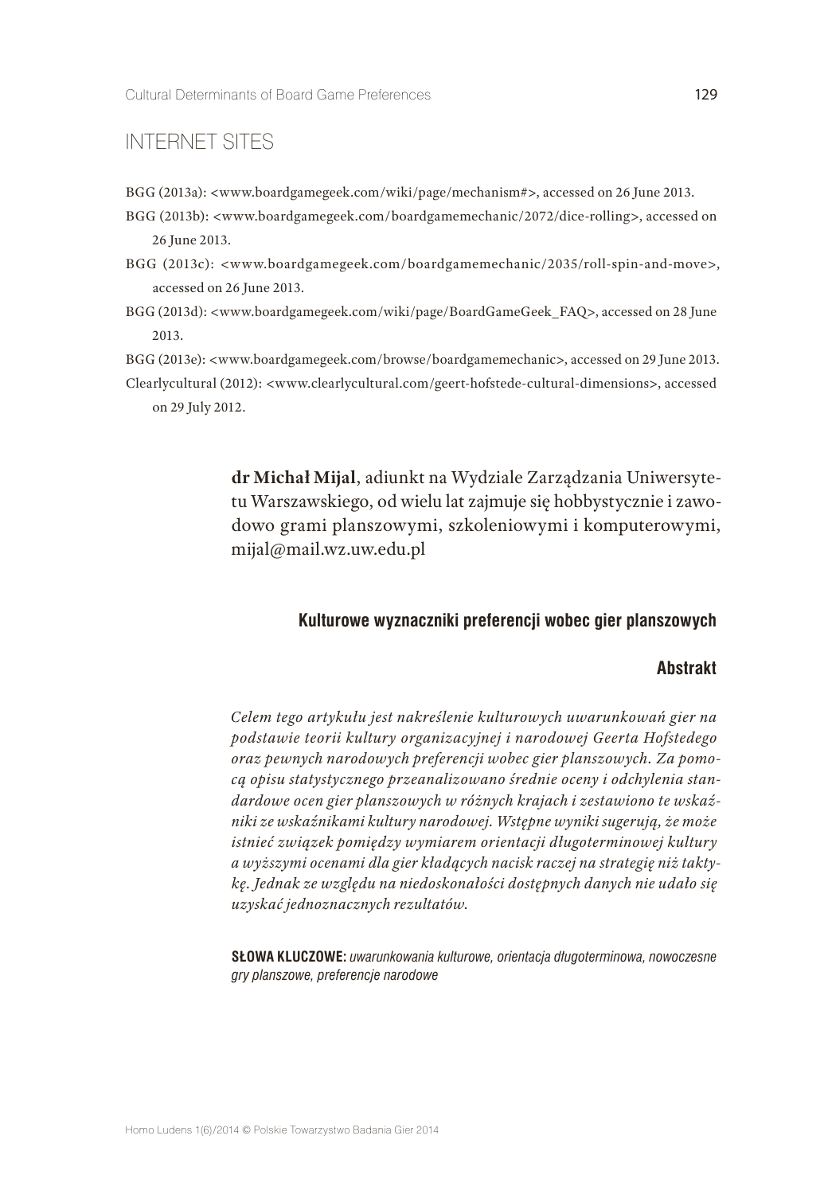## INTERNET SITES

BGG (2013a): <www.boardgamegeek.com/wiki/page/mechanism#>, accessed on 26 June 2013.

BGG (2013b): <www.boardgamegeek.com/boardgamemechanic/2072/dice-rolling>, accessed on 26 June 2013.

BGG (2013c): <www.boardgamegeek.com/boardgamemechanic/2035/roll-spin-and-move>, accessed on 26 June 2013.

BGG (2013d): <www.boardgamegeek.com/wiki/page/BoardGameGeek_FAQ>, accessed on 28 June 2013.

BGG (2013e): <www.boardgamegeek.com/browse/boardgamemechanic>, accessed on 29 June 2013.

Clearlycultural (2012): <www.clearlycultural.com/geert-hofstede-cultural-dimensions>, accessed on 29 July 2012.

**dr Michał Mijal**, adiunkt na Wydziale Zarządzania Uniwersytetu Warszawskiego, od wielu lat zajmuje się hobbystycznie i zawodowo grami planszowymi, szkoleniowymi i komputerowymi, mijal@mail.wz.uw.edu.pl

### Kulturowe wyznaczniki preferencji wobec gier planszowych

### Abstrakt

*Celem tego artykułu jest nakreślenie kulturowych uwarunkowań gier na podstawie teorii kultury organizacyjnej i narodowej Geerta Hofstedego oraz pewnych narodowych preferencji wobec gier planszowych. Za pomocą opisu statystycznego przeanalizowano średnie oceny i odchylenia standardowe ocen gier planszowych w różnych krajach i zestawiono te wskaźniki ze wskaźnikami kultury narodowej. Wstępne wyniki sugerują, że może istnieć związek pomiędzy wymiarem orientacji długoterminowej kultury a wyższymi ocenami dla gier kładących nacisk raczej na strategię niż taktykę. Jednak ze względu na niedoskonałości dostępnych danych nie udało się uzyskać jednoznacznych rezultatów.*

**SŁOWA KLUCZOWE:** *uwarunkowania kulturowe, orientacja długoterminowa, nowoczesne gry planszowe, preferencje narodowe*